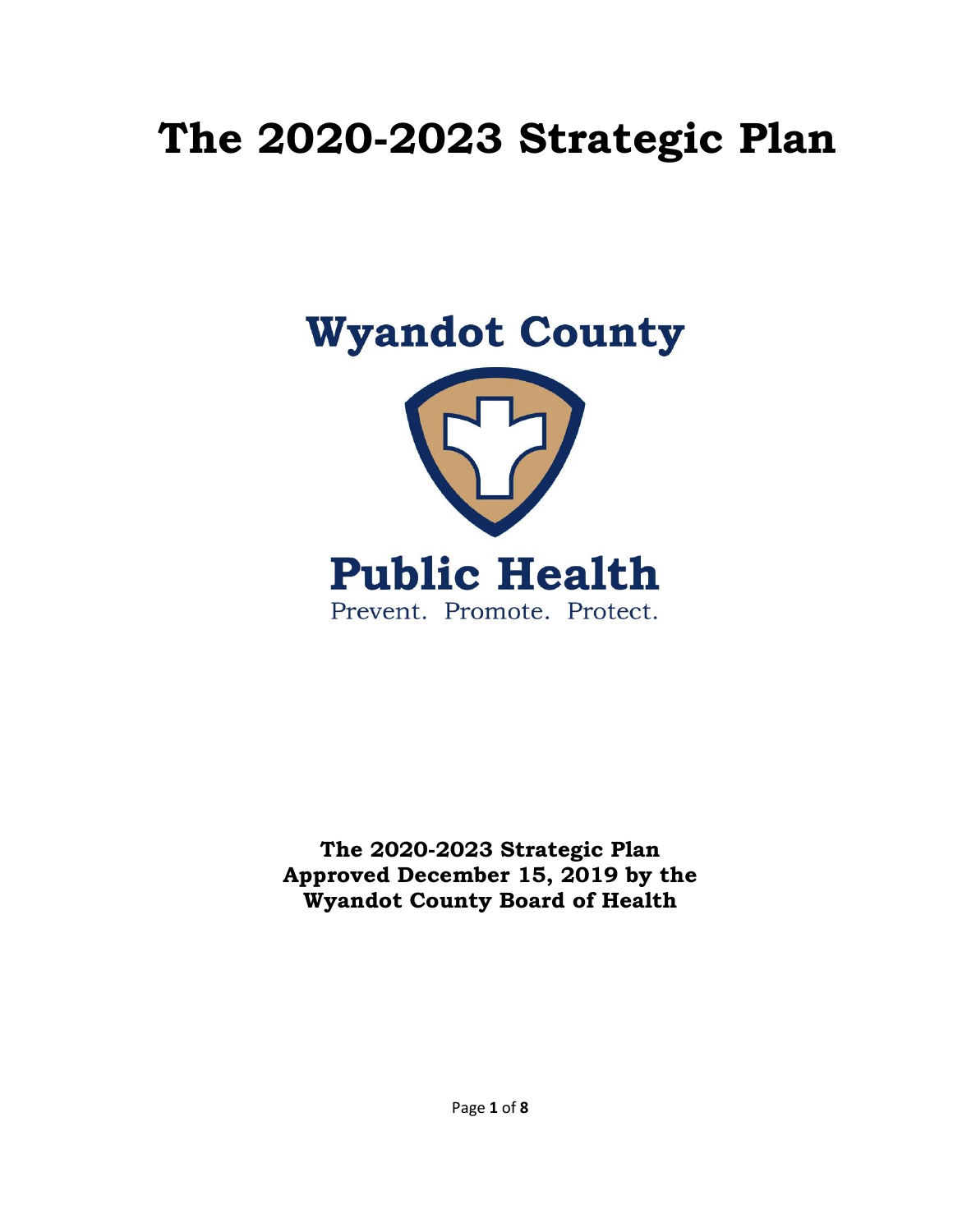# The 2020-2023 Strategic Plan

**Wyandot County**

**Public Health**

Prevent. Promote. Protect.

**The 2020-2023 Strategic Plan**
**Approved December 15, 2019 by the**
**Wyandot County Board of Health**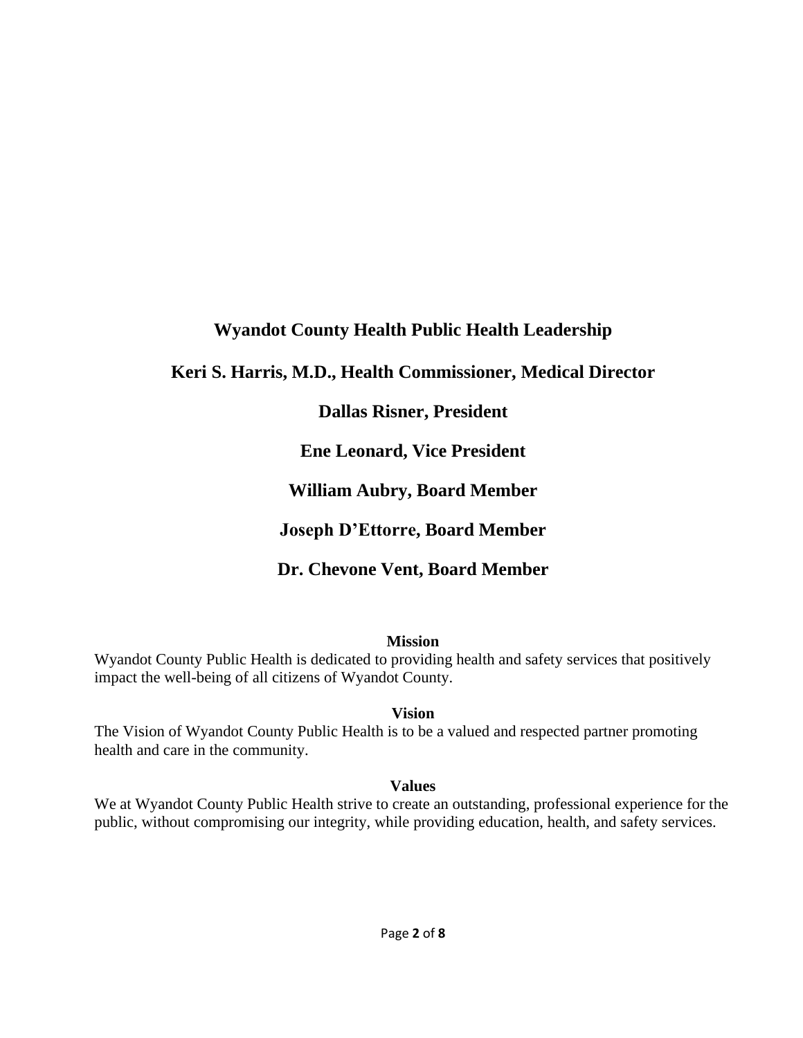## Wyandot County Health Public Health Leadership

**Keri S. Harris, M.D., Health Commissioner, Medical Director**

**Dallas Risner, President**

**Ene Leonard, Vice President**

**William Aubry, Board Member**

**Joseph D'Ettorre, Board Member**

**Dr. Chevone Vent, Board Member**

### Mission

Wyandot County Public Health is dedicated to providing health and safety services that positively impact the well-being of all citizens of Wyandot County.

### Vision

The Vision of Wyandot County Public Health is to be a valued and respected partner promoting health and care in the community.

### Values

We at Wyandot County Public Health strive to create an outstanding, professional experience for the public, without compromising our integrity, while providing education, health, and safety services.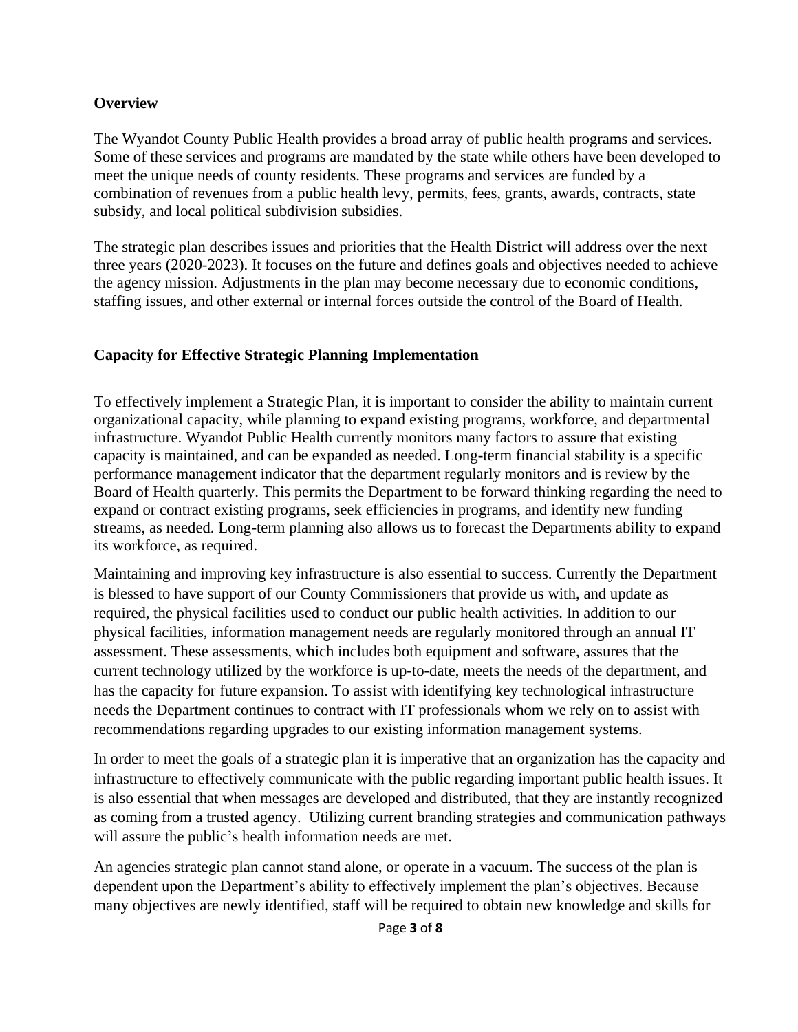## Overview

The Wyandot County Public Health provides a broad array of public health programs and services. Some of these services and programs are mandated by the state while others have been developed to meet the unique needs of county residents. These programs and services are funded by a combination of revenues from a public health levy, permits, fees, grants, awards, contracts, state subsidy, and local political subdivision subsidies.

The strategic plan describes issues and priorities that the Health District will address over the next three years (2020-2023). It focuses on the future and defines goals and objectives needed to achieve the agency mission. Adjustments in the plan may become necessary due to economic conditions, staffing issues, and other external or internal forces outside the control of the Board of Health.

## Capacity for Effective Strategic Planning Implementation

To effectively implement a Strategic Plan, it is important to consider the ability to maintain current organizational capacity, while planning to expand existing programs, workforce, and departmental infrastructure. Wyandot Public Health currently monitors many factors to assure that existing capacity is maintained, and can be expanded as needed. Long-term financial stability is a specific performance management indicator that the department regularly monitors and is review by the Board of Health quarterly. This permits the Department to be forward thinking regarding the need to expand or contract existing programs, seek efficiencies in programs, and identify new funding streams, as needed. Long-term planning also allows us to forecast the Departments ability to expand its workforce, as required.

Maintaining and improving key infrastructure is also essential to success. Currently the Department is blessed to have support of our County Commissioners that provide us with, and update as required, the physical facilities used to conduct our public health activities. In addition to our physical facilities, information management needs are regularly monitored through an annual IT assessment. These assessments, which includes both equipment and software, assures that the current technology utilized by the workforce is up-to-date, meets the needs of the department, and has the capacity for future expansion. To assist with identifying key technological infrastructure needs the Department continues to contract with IT professionals whom we rely on to assist with recommendations regarding upgrades to our existing information management systems.

In order to meet the goals of a strategic plan it is imperative that an organization has the capacity and infrastructure to effectively communicate with the public regarding important public health issues. It is also essential that when messages are developed and distributed, that they are instantly recognized as coming from a trusted agency. Utilizing current branding strategies and communication pathways will assure the public's health information needs are met.

An agencies strategic plan cannot stand alone, or operate in a vacuum. The success of the plan is dependent upon the Department's ability to effectively implement the plan's objectives. Because many objectives are newly identified, staff will be required to obtain new knowledge and skills for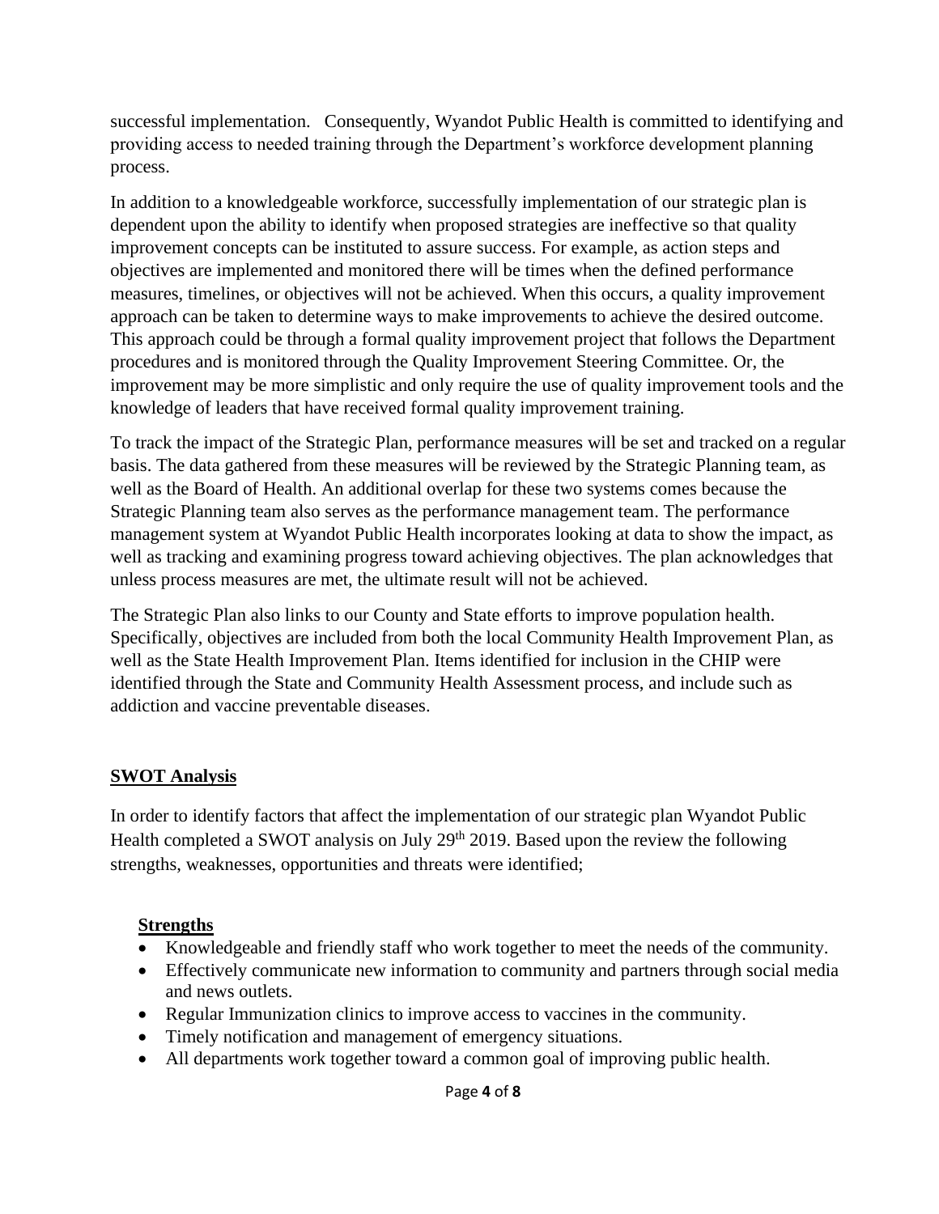successful implementation. Consequently, Wyandot Public Health is committed to identifying and providing access to needed training through the Department's workforce development planning process.

In addition to a knowledgeable workforce, successfully implementation of our strategic plan is dependent upon the ability to identify when proposed strategies are ineffective so that quality improvement concepts can be instituted to assure success. For example, as action steps and objectives are implemented and monitored there will be times when the defined performance measures, timelines, or objectives will not be achieved. When this occurs, a quality improvement approach can be taken to determine ways to make improvements to achieve the desired outcome. This approach could be through a formal quality improvement project that follows the Department procedures and is monitored through the Quality Improvement Steering Committee. Or, the improvement may be more simplistic and only require the use of quality improvement tools and the knowledge of leaders that have received formal quality improvement training.

To track the impact of the Strategic Plan, performance measures will be set and tracked on a regular basis. The data gathered from these measures will be reviewed by the Strategic Planning team, as well as the Board of Health. An additional overlap for these two systems comes because the Strategic Planning team also serves as the performance management team. The performance management system at Wyandot Public Health incorporates looking at data to show the impact, as well as tracking and examining progress toward achieving objectives. The plan acknowledges that unless process measures are met, the ultimate result will not be achieved.

The Strategic Plan also links to our County and State efforts to improve population health. Specifically, objectives are included from both the local Community Health Improvement Plan, as well as the State Health Improvement Plan. Items identified for inclusion in the CHIP were identified through the State and Community Health Assessment process, and include such as addiction and vaccine preventable diseases.

## SWOT Analysis

In order to identify factors that affect the implementation of our strategic plan Wyandot Public Health completed a SWOT analysis on July 29th 2019. Based upon the review the following strengths, weaknesses, opportunities and threats were identified;

### Strengths

- Knowledgeable and friendly staff who work together to meet the needs of the community.
- Effectively communicate new information to community and partners through social media and news outlets.
- Regular Immunization clinics to improve access to vaccines in the community.
- Timely notification and management of emergency situations.
- All departments work together toward a common goal of improving public health.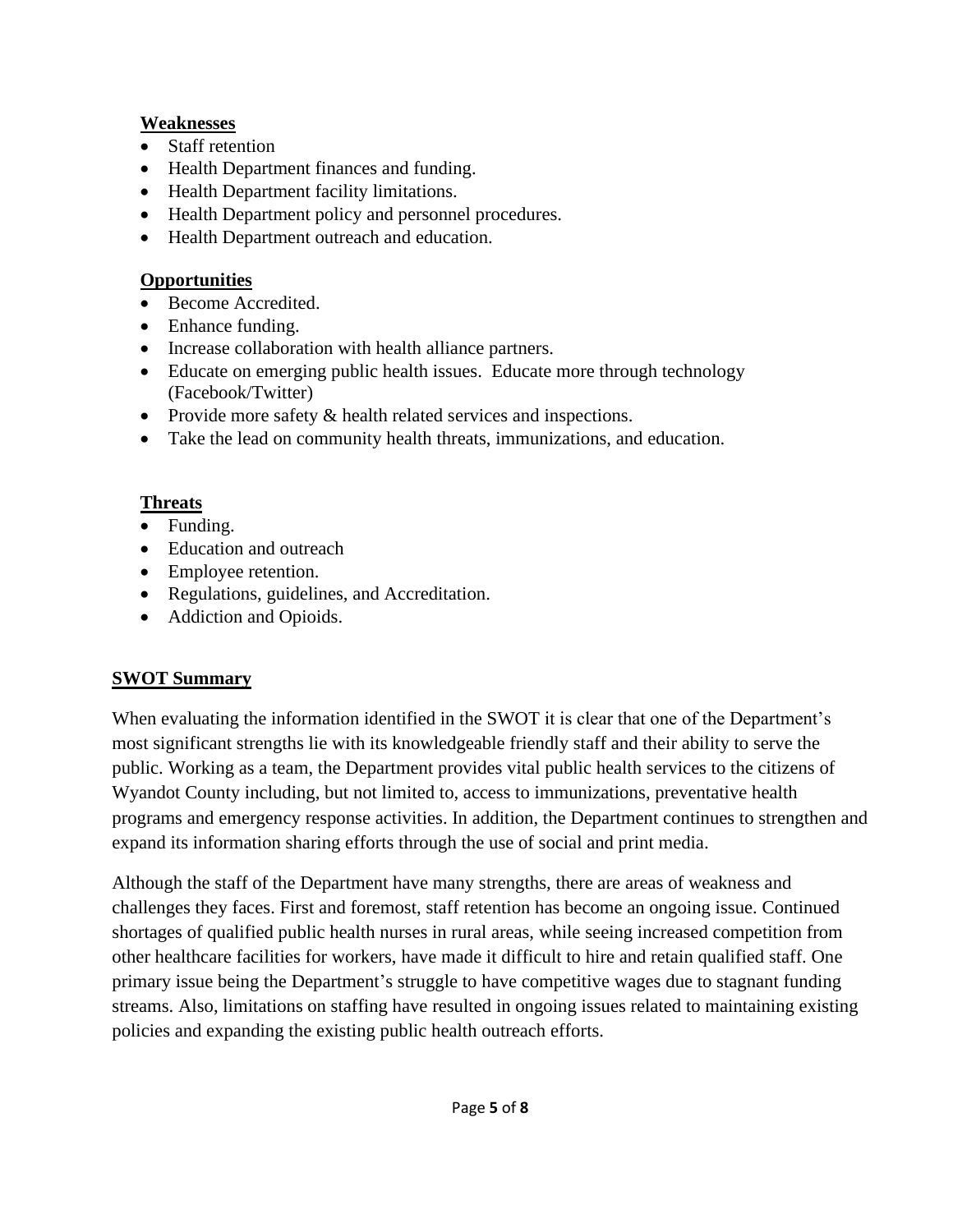**Weaknesses**

- Staff retention
- Health Department finances and funding.
- Health Department facility limitations.
- Health Department policy and personnel procedures.
- Health Department outreach and education.

**Opportunities**

- Become Accredited.
- Enhance funding.
- Increase collaboration with health alliance partners.
- Educate on emerging public health issues. Educate more through technology (Facebook/Twitter)
- Provide more safety & health related services and inspections.
- Take the lead on community health threats, immunizations, and education.

**Threats**

- Funding.
- Education and outreach
- Employee retention.
- Regulations, guidelines, and Accreditation.
- Addiction and Opioids.

## SWOT Summary

When evaluating the information identified in the SWOT it is clear that one of the Department's most significant strengths lie with its knowledgeable friendly staff and their ability to serve the public. Working as a team, the Department provides vital public health services to the citizens of Wyandot County including, but not limited to, access to immunizations, preventative health programs and emergency response activities. In addition, the Department continues to strengthen and expand its information sharing efforts through the use of social and print media.

Although the staff of the Department have many strengths, there are areas of weakness and challenges they faces. First and foremost, staff retention has become an ongoing issue. Continued shortages of qualified public health nurses in rural areas, while seeing increased competition from other healthcare facilities for workers, have made it difficult to hire and retain qualified staff. One primary issue being the Department's struggle to have competitive wages due to stagnant funding streams. Also, limitations on staffing have resulted in ongoing issues related to maintaining existing policies and expanding the existing public health outreach efforts.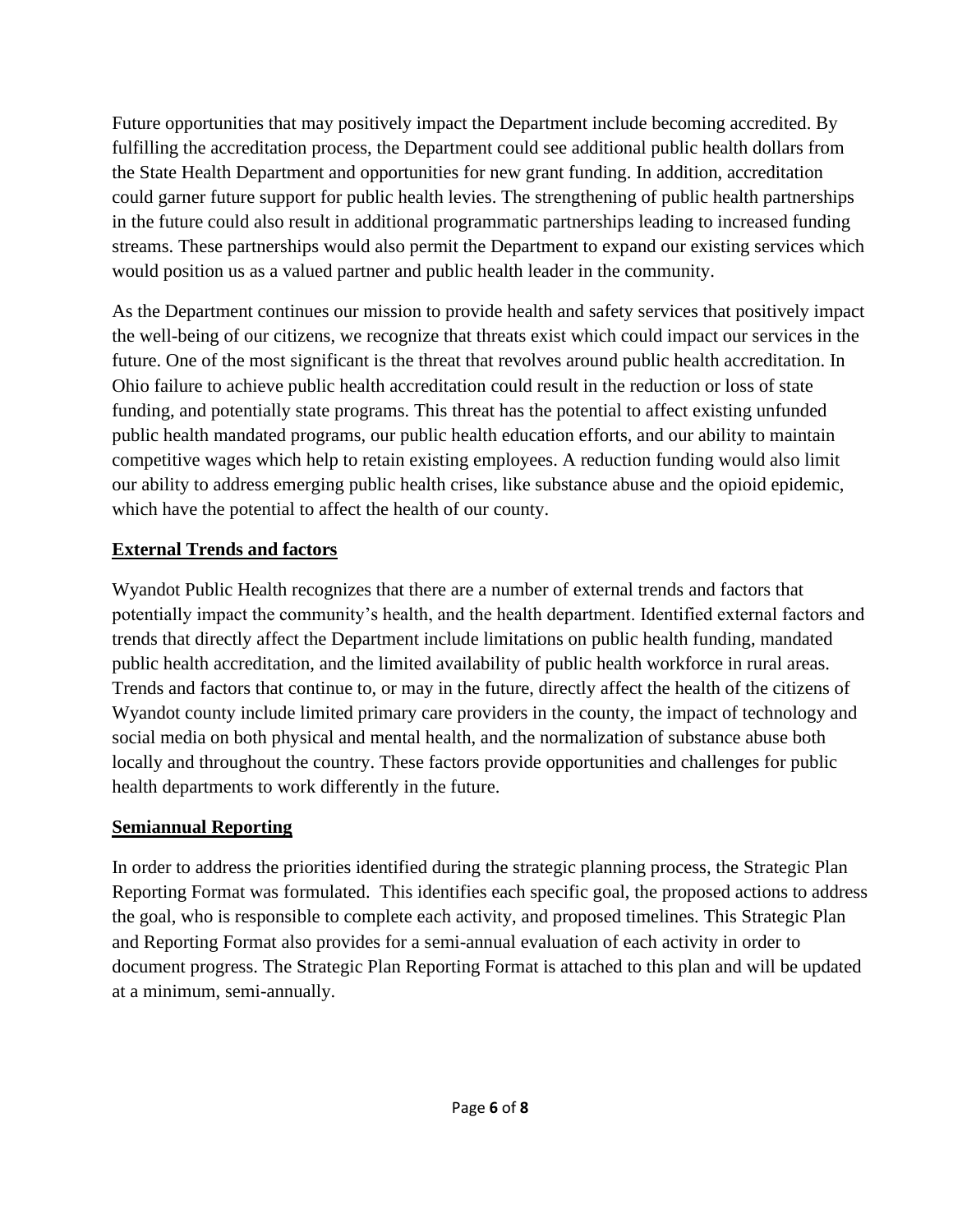Future opportunities that may positively impact the Department include becoming accredited. By fulfilling the accreditation process, the Department could see additional public health dollars from the State Health Department and opportunities for new grant funding. In addition, accreditation could garner future support for public health levies. The strengthening of public health partnerships in the future could also result in additional programmatic partnerships leading to increased funding streams. These partnerships would also permit the Department to expand our existing services which would position us as a valued partner and public health leader in the community.

As the Department continues our mission to provide health and safety services that positively impact the well-being of our citizens, we recognize that threats exist which could impact our services in the future. One of the most significant is the threat that revolves around public health accreditation. In Ohio failure to achieve public health accreditation could result in the reduction or loss of state funding, and potentially state programs. This threat has the potential to affect existing unfunded public health mandated programs, our public health education efforts, and our ability to maintain competitive wages which help to retain existing employees. A reduction funding would also limit our ability to address emerging public health crises, like substance abuse and the opioid epidemic, which have the potential to affect the health of our county.

## External Trends and factors

Wyandot Public Health recognizes that there are a number of external trends and factors that potentially impact the community's health, and the health department. Identified external factors and trends that directly affect the Department include limitations on public health funding, mandated public health accreditation, and the limited availability of public health workforce in rural areas. Trends and factors that continue to, or may in the future, directly affect the health of the citizens of Wyandot county include limited primary care providers in the county, the impact of technology and social media on both physical and mental health, and the normalization of substance abuse both locally and throughout the country. These factors provide opportunities and challenges for public health departments to work differently in the future.

## Semiannual Reporting

In order to address the priorities identified during the strategic planning process, the Strategic Plan Reporting Format was formulated. This identifies each specific goal, the proposed actions to address the goal, who is responsible to complete each activity, and proposed timelines. This Strategic Plan and Reporting Format also provides for a semi-annual evaluation of each activity in order to document progress. The Strategic Plan Reporting Format is attached to this plan and will be updated at a minimum, semi-annually.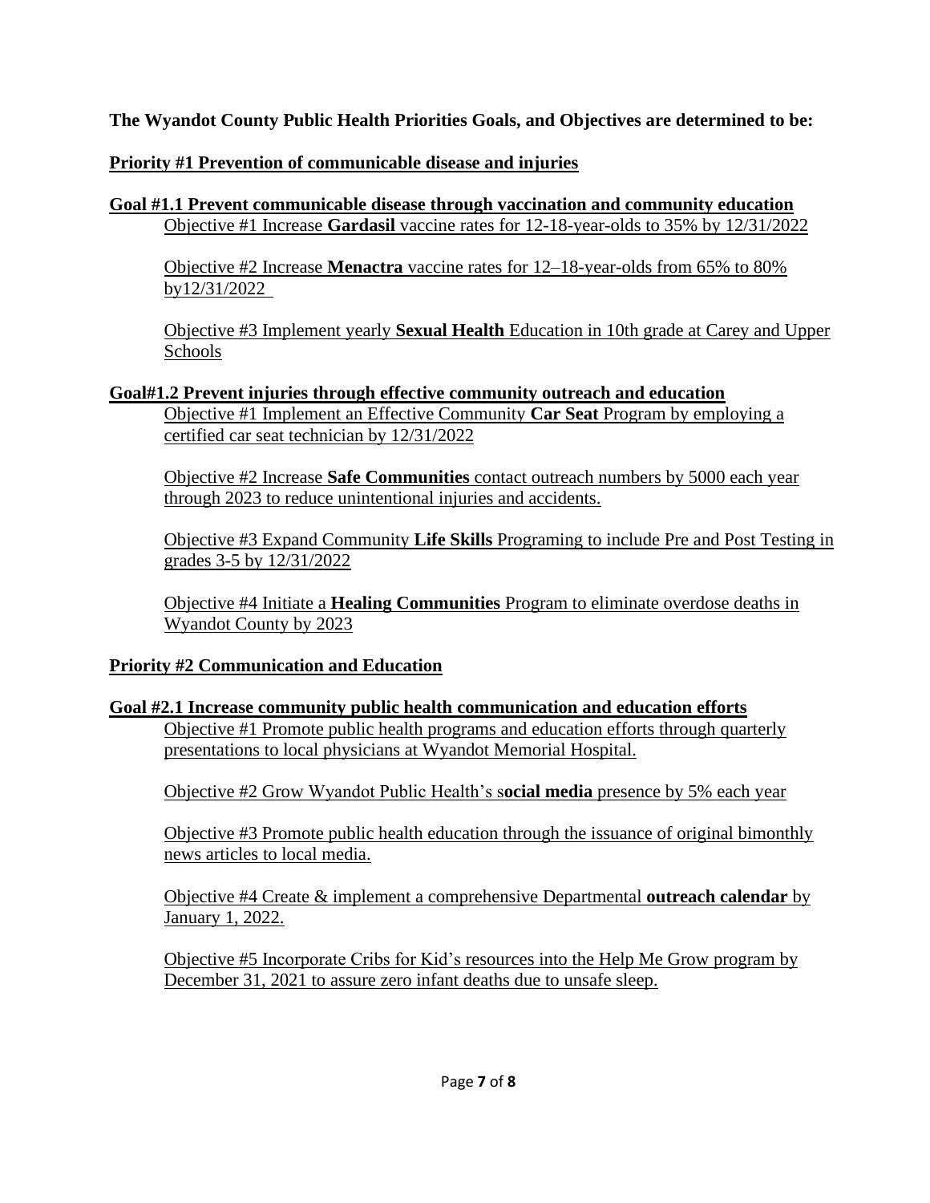**The Wyandot County Public Health Priorities Goals, and Objectives are determined to be:**

## Priority #1 Prevention of communicable disease and injuries

### Goal #1.1 Prevent communicable disease through vaccination and community education

Objective #1 Increase **Gardasil** vaccine rates for 12-18-year-olds to 35% by 12/31/2022

Objective #2 Increase **Menactra** vaccine rates for 12–18-year-olds from 65% to 80% by12/31/2022

Objective #3 Implement yearly **Sexual Health** Education in 10th grade at Carey and Upper Schools

### Goal#1.2 Prevent injuries through effective community outreach and education

Objective #1 Implement an Effective Community **Car Seat** Program by employing a certified car seat technician by 12/31/2022

Objective #2 Increase **Safe Communities** contact outreach numbers by 5000 each year through 2023 to reduce unintentional injuries and accidents.

Objective #3 Expand Community **Life Skills** Programing to include Pre and Post Testing in grades 3-5 by 12/31/2022

Objective #4 Initiate a **Healing Communities** Program to eliminate overdose deaths in Wyandot County by 2023

## Priority #2 Communication and Education

### Goal #2.1 Increase community public health communication and education efforts

Objective #1 Promote public health programs and education efforts through quarterly presentations to local physicians at Wyandot Memorial Hospital.

Objective #2 Grow Wyandot Public Health's s**ocial media** presence by 5% each year

Objective #3 Promote public health education through the issuance of original bimonthly news articles to local media.

Objective #4 Create & implement a comprehensive Departmental **outreach calendar** by January 1, 2022.

Objective #5 Incorporate Cribs for Kid's resources into the Help Me Grow program by December 31, 2021 to assure zero infant deaths due to unsafe sleep.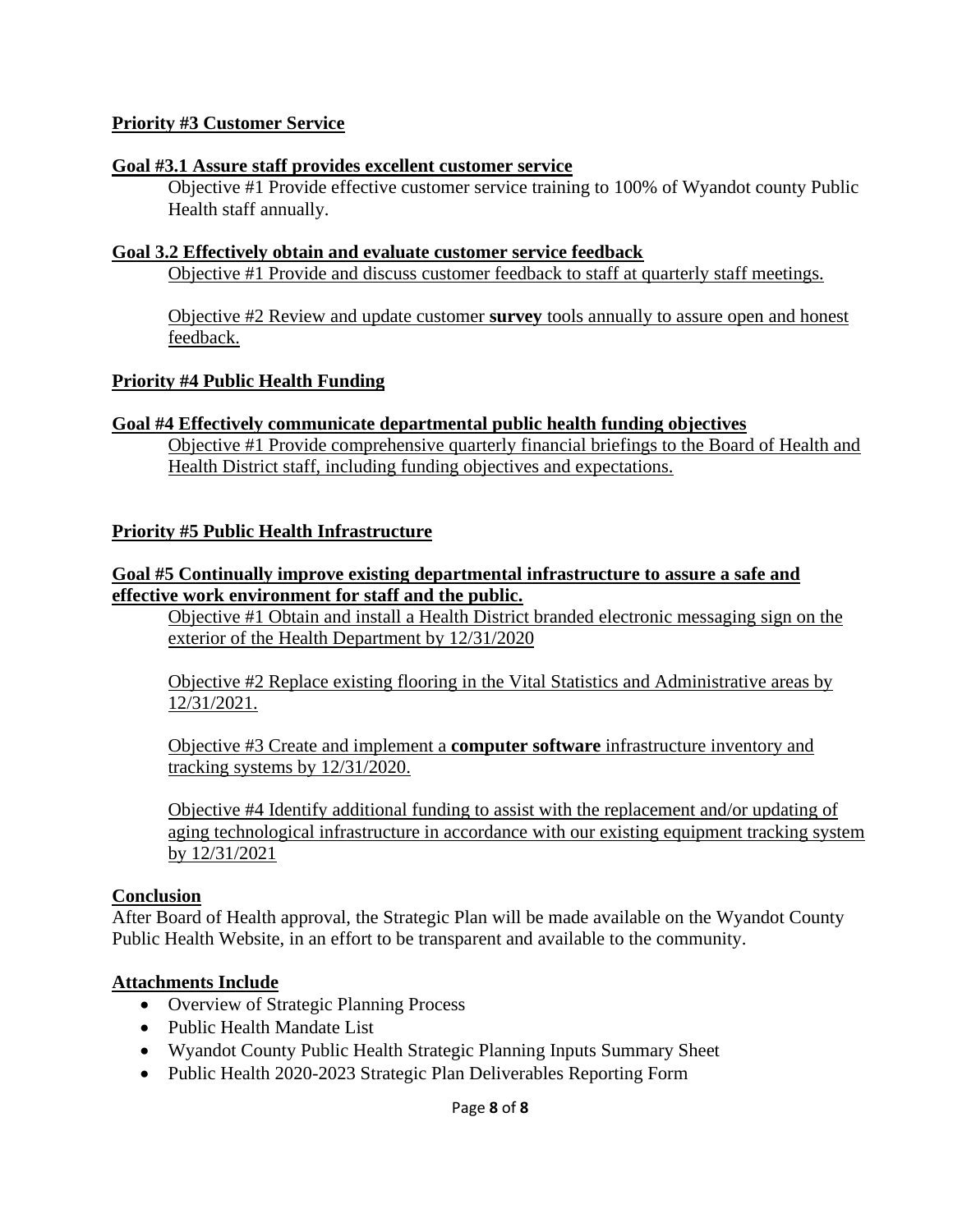**Priority #3 Customer Service**

**Goal #3.1 Assure staff provides excellent customer service**

Objective #1 Provide effective customer service training to 100% of Wyandot county Public Health staff annually.

**Goal 3.2 Effectively obtain and evaluate customer service feedback**

Objective #1 Provide and discuss customer feedback to staff at quarterly staff meetings.

Objective #2 Review and update customer **survey** tools annually to assure open and honest feedback.

**Priority #4 Public Health Funding**

**Goal #4 Effectively communicate departmental public health funding objectives**

Objective #1 Provide comprehensive quarterly financial briefings to the Board of Health and Health District staff, including funding objectives and expectations.

**Priority #5 Public Health Infrastructure**

**Goal #5 Continually improve existing departmental infrastructure to assure a safe and effective work environment for staff and the public.**

Objective #1 Obtain and install a Health District branded electronic messaging sign on the exterior of the Health Department by 12/31/2020

Objective #2 Replace existing flooring in the Vital Statistics and Administrative areas by 12/31/2021.

Objective #3 Create and implement a **computer software** infrastructure inventory and tracking systems by 12/31/2020.

Objective #4 Identify additional funding to assist with the replacement and/or updating of aging technological infrastructure in accordance with our existing equipment tracking system by 12/31/2021

**Conclusion**

After Board of Health approval, the Strategic Plan will be made available on the Wyandot County Public Health Website, in an effort to be transparent and available to the community.

**Attachments Include**

- Overview of Strategic Planning Process
- Public Health Mandate List
- Wyandot County Public Health Strategic Planning Inputs Summary Sheet
- Public Health 2020-2023 Strategic Plan Deliverables Reporting Form